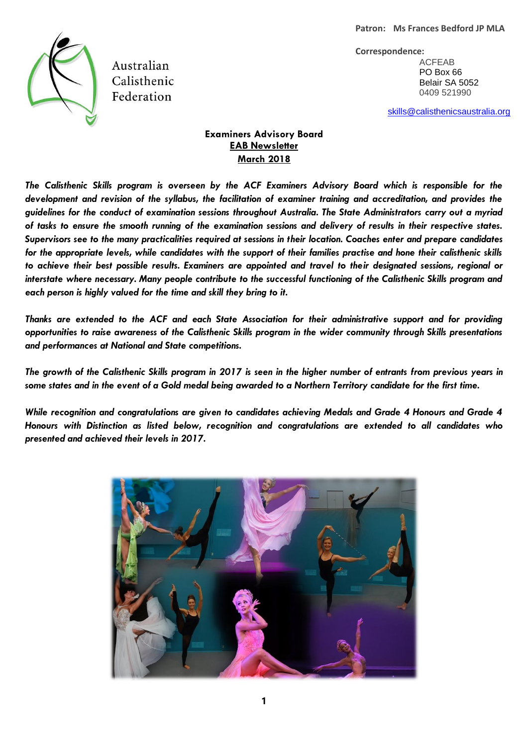Patron: Ms Frances Bedford JP MLA

Australian Calisthenic Federation

**Correspondence:**
ACFEAB
PO Box 66
Belair SA 5052
0409 521990

skills@calisthenicsaustralia.org

# Examiners Advisory Board

## EAB Newsletter

## March 2018

***The Calisthenic Skills program is overseen by the ACF Examiners Advisory Board which is responsible for the development and revision of the syllabus, the facilitation of examiner training and accreditation, and provides the guidelines for the conduct of examination sessions throughout Australia. The State Administrators carry out a myriad of tasks to ensure the smooth running of the examination sessions and delivery of results in their respective states. Supervisors see to the many practicalities required at sessions in their location. Coaches enter and prepare candidates for the appropriate levels, while candidates with the support of their families practise and hone their calisthenic skills to achieve their best possible results. Examiners are appointed and travel to their designated sessions, regional or interstate where necessary. Many people contribute to the successful functioning of the Calisthenic Skills program and each person is highly valued for the time and skill they bring to it.***

***Thanks are extended to the ACF and each State Association for their administrative support and for providing opportunities to raise awareness of the Calisthenic Skills program in the wider community through Skills presentations and performances at National and State competitions.***

***The growth of the Calisthenic Skills program in 2017 is seen in the higher number of entrants from previous years in some states and in the event of a Gold medal being awarded to a Northern Territory candidate for the first time.***

***While recognition and congratulations are given to candidates achieving Medals and Grade 4 Honours and Grade 4 Honours with Distinction as listed below, recognition and congratulations are extended to all candidates who presented and achieved their levels in 2017.***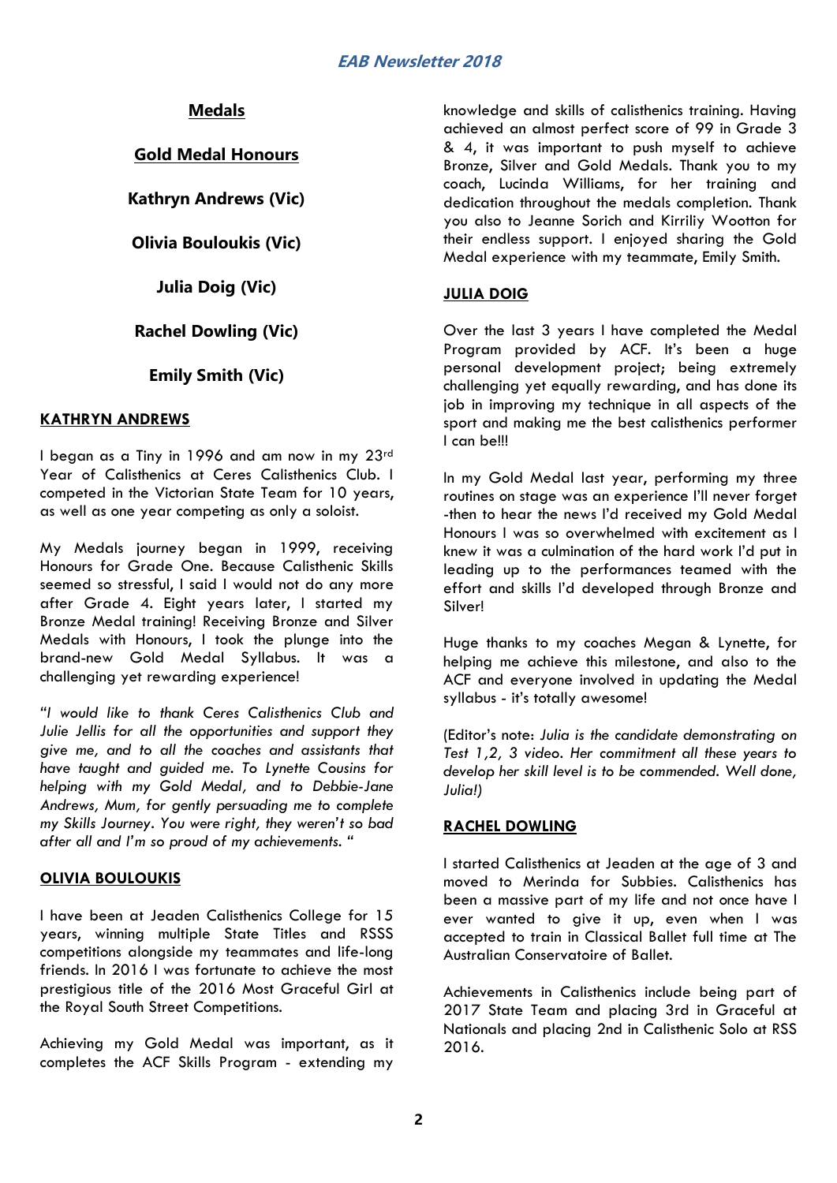## Medals

## Gold Medal Honours

**Kathryn Andrews (Vic)**

**Olivia Bouloukis (Vic)**

**Julia Doig (Vic)**

**Rachel Dowling (Vic)**

**Emily Smith (Vic)**

### KATHRYN ANDREWS

I began as a Tiny in 1996 and am now in my 23rd Year of Calisthenics at Ceres Calisthenics Club. I competed in the Victorian State Team for 10 years, as well as one year competing as only a soloist.

My Medals journey began in 1999, receiving Honours for Grade One. Because Calisthenic Skills seemed so stressful, I said I would not do any more after Grade 4. Eight years later, I started my Bronze Medal training! Receiving Bronze and Silver Medals with Honours, I took the plunge into the brand-new Gold Medal Syllabus. It was a challenging yet rewarding experience!

*"I would like to thank Ceres Calisthenics Club and Julie Jellis for all the opportunities and support they give me, and to all the coaches and assistants that have taught and guided me. To Lynette Cousins for helping with my Gold Medal, and to Debbie-Jane Andrews, Mum, for gently persuading me to complete my Skills Journey. You were right, they weren't so bad after all and I'm so proud of my achievements. "*

### OLIVIA BOULOUKIS

I have been at Jeaden Calisthenics College for 15 years, winning multiple State Titles and RSSS competitions alongside my teammates and life-long friends. In 2016 I was fortunate to achieve the most prestigious title of the 2016 Most Graceful Girl at the Royal South Street Competitions.

Achieving my Gold Medal was important, as it completes the ACF Skills Program - extending my knowledge and skills of calisthenics training. Having achieved an almost perfect score of 99 in Grade 3 & 4, it was important to push myself to achieve Bronze, Silver and Gold Medals. Thank you to my coach, Lucinda Williams, for her training and dedication throughout the medals completion. Thank you also to Jeanne Sorich and Kirriliy Wootton for their endless support. I enjoyed sharing the Gold Medal experience with my teammate, Emily Smith.

### JULIA DOIG

Over the last 3 years I have completed the Medal Program provided by ACF. It's been a huge personal development project; being extremely challenging yet equally rewarding, and has done its job in improving my technique in all aspects of the sport and making me the best calisthenics performer I can be!!!

In my Gold Medal last year, performing my three routines on stage was an experience I'll never forget -then to hear the news I'd received my Gold Medal Honours I was so overwhelmed with excitement as I knew it was a culmination of the hard work I'd put in leading up to the performances teamed with the effort and skills I'd developed through Bronze and Silver!

Huge thanks to my coaches Megan & Lynette, for helping me achieve this milestone, and also to the ACF and everyone involved in updating the Medal syllabus - it's totally awesome!

(Editor's note: *Julia is the candidate demonstrating on Test 1,2, 3 video. Her commitment all these years to develop her skill level is to be commended. Well done, Julia!)*

### RACHEL DOWLING

I started Calisthenics at Jeaden at the age of 3 and moved to Merinda for Subbies. Calisthenics has been a massive part of my life and not once have I ever wanted to give it up, even when I was accepted to train in Classical Ballet full time at The Australian Conservatoire of Ballet.

Achievements in Calisthenics include being part of 2017 State Team and placing 3rd in Graceful at Nationals and placing 2nd in Calisthenic Solo at RSS 2016.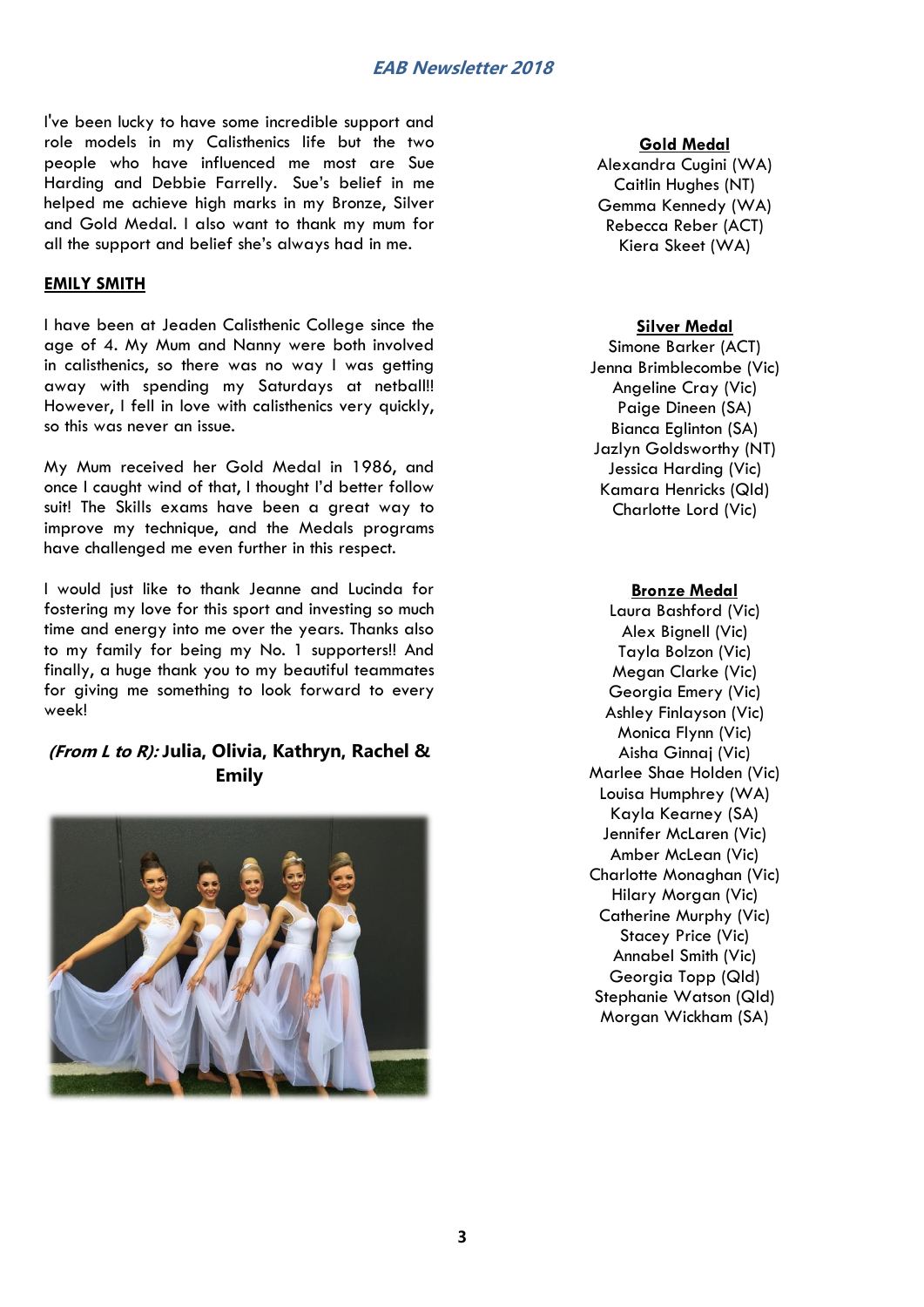I've been lucky to have some incredible support and role models in my Calisthenics life but the two people who have influenced me most are Sue Harding and Debbie Farrelly. Sue's belief in me helped me achieve high marks in my Bronze, Silver and Gold Medal. I also want to thank my mum for all the support and belief she's always had in me.

## EMILY SMITH

I have been at Jeaden Calisthenic College since the age of 4. My Mum and Nanny were both involved in calisthenics, so there was no way I was getting away with spending my Saturdays at netball!! However, I fell in love with calisthenics very quickly, so this was never an issue.

My Mum received her Gold Medal in 1986, and once I caught wind of that, I thought I'd better follow suit! The Skills exams have been a great way to improve my technique, and the Medals programs have challenged me even further in this respect.

I would just like to thank Jeanne and Lucinda for fostering my love for this sport and investing so much time and energy into me over the years. Thanks also to my family for being my No. 1 supporters!! And finally, a huge thank you to my beautiful teammates for giving me something to look forward to every week!

***(From L to R):*** **Julia, Olivia, Kathryn, Rachel & Emily**

## Gold Medal

Alexandra Cugini (WA)
Caitlin Hughes (NT)
Gemma Kennedy (WA)
Rebecca Reber (ACT)
Kiera Skeet (WA)

## Silver Medal

Simone Barker (ACT)
Jenna Brimblecombe (Vic)
Angeline Cray (Vic)
Paige Dineen (SA)
Bianca Eglinton (SA)
Jazlyn Goldsworthy (NT)
Jessica Harding (Vic)
Kamara Henricks (Qld)
Charlotte Lord (Vic)

## Bronze Medal

Laura Bashford (Vic)
Alex Bignell (Vic)
Tayla Bolzon (Vic)
Megan Clarke (Vic)
Georgia Emery (Vic)
Ashley Finlayson (Vic)
Monica Flynn (Vic)
Aisha Ginnaj (Vic)
Marlee Shae Holden (Vic)
Louisa Humphrey (WA)
Kayla Kearney (SA)
Jennifer McLaren (Vic)
Amber McLean (Vic)
Charlotte Monaghan (Vic)
Hilary Morgan (Vic)
Catherine Murphy (Vic)
Stacey Price (Vic)
Annabel Smith (Vic)
Georgia Topp (Qld)
Stephanie Watson (Qld)
Morgan Wickham (SA)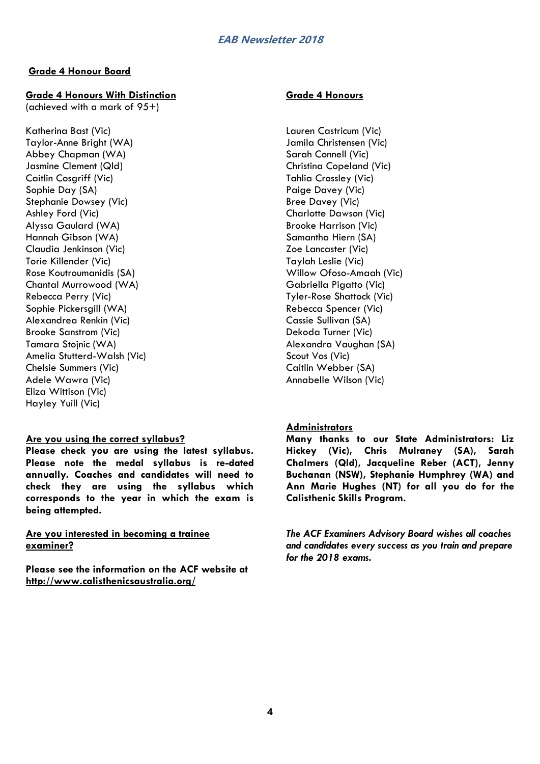## Grade 4 Honour Board

### Grade 4 Honours With Distinction

(achieved with a mark of 95+)

Katherina Bast (Vic)
Taylor-Anne Bright (WA)
Abbey Chapman (WA)
Jasmine Clement (Qld)
Caitlin Cosgriff (Vic)
Sophie Day (SA)
Stephanie Dowsey (Vic)
Ashley Ford (Vic)
Alyssa Gaulard (WA)
Hannah Gibson (WA)
Claudia Jenkinson (Vic)
Torie Killender (Vic)
Rose Koutroumanidis (SA)
Chantal Murrowood (WA)
Rebecca Perry (Vic)
Sophie Pickersgill (WA)
Alexandrea Renkin (Vic)
Brooke Sanstrom (Vic)
Tamara Stojnic (WA)
Amelia Stutterd-Walsh (Vic)
Chelsie Summers (Vic)
Adele Wawra (Vic)
Eliza Wittison (Vic)
Hayley Yuill (Vic)

### Grade 4 Honours

Lauren Castricum (Vic)
Jamila Christensen (Vic)
Sarah Connell (Vic)
Christina Copeland (Vic)
Tahlia Crossley (Vic)
Paige Davey (Vic)
Bree Davey (Vic)
Charlotte Dawson (Vic)
Brooke Harrison (Vic)
Samantha Hiern (SA)
Zoe Lancaster (Vic)
Taylah Leslie (Vic)
Willow Ofoso-Amaah (Vic)
Gabriella Pigatto (Vic)
Tyler-Rose Shattock (Vic)
Rebecca Spencer (Vic)
Cassie Sullivan (SA)
Dekoda Turner (Vic)
Alexandra Vaughan (SA)
Scout Vos (Vic)
Caitlin Webber (SA)
Annabelle Wilson (Vic)

### Are you using the correct syllabus?

**Please check you are using the latest syllabus. Please note the medal syllabus is re-dated annually. Coaches and candidates will need to check they are using the syllabus which corresponds to the year in which the exam is being attempted.**

### Are you interested in becoming a trainee examiner?

**Please see the information on the ACF website at http://www.calisthenicsaustralia.org/**

### Administrators

**Many thanks to our State Administrators: Liz Hickey (Vic), Chris Mulraney (SA), Sarah Chalmers (Qld), Jacqueline Reber (ACT), Jenny Buchanan (NSW), Stephanie Humphrey (WA) and Ann Marie Hughes (NT) for all you do for the Calisthenic Skills Program.**

***The ACF Examiners Advisory Board wishes all coaches and candidates every success as you train and prepare for the 2018 exams.***